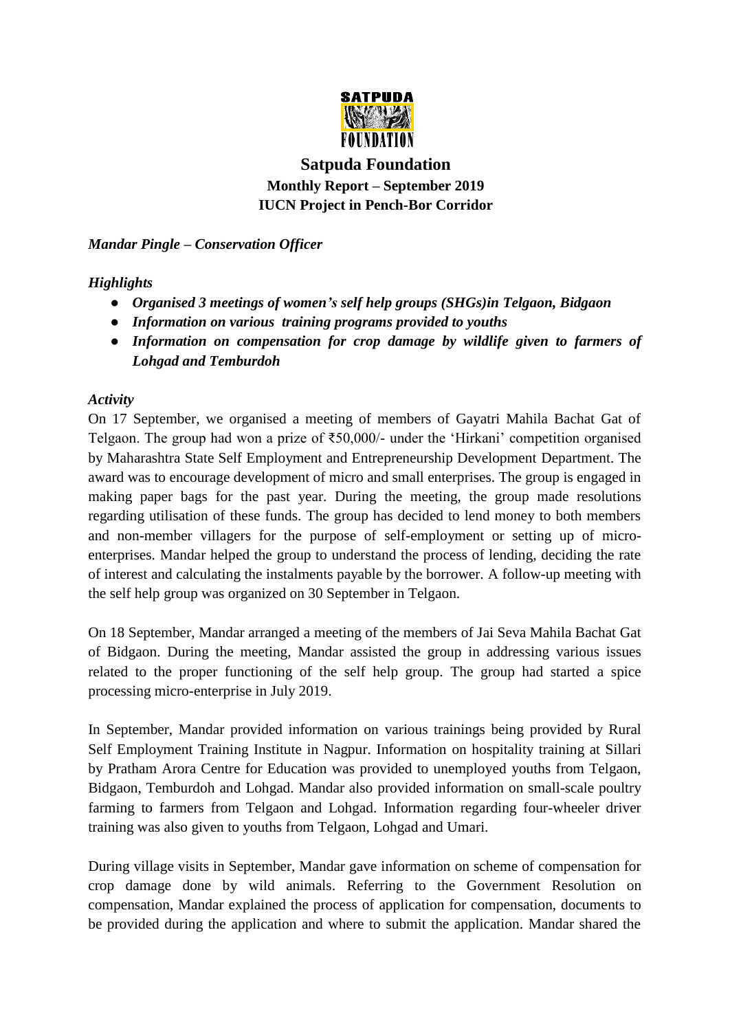# Satpuda Foundation

**Monthly Report – September 2019**
**IUCN Project in Pench-Bor Corridor**

***Mandar Pingle – Conservation Officer***

***Highlights***

- ***Organised 3 meetings of women's self help groups (SHGs)in Telgaon, Bidgaon***
- ***Information on various training programs provided to youths***
- ***Information on compensation for crop damage by wildlife given to farmers of Lohgad and Temburdoh***

***Activity***

On 17 September, we organised a meeting of members of Gayatri Mahila Bachat Gat of Telgaon. The group had won a prize of ₹50,000/- under the 'Hirkani' competition organised by Maharashtra State Self Employment and Entrepreneurship Development Department. The award was to encourage development of micro and small enterprises. The group is engaged in making paper bags for the past year. During the meeting, the group made resolutions regarding utilisation of these funds. The group has decided to lend money to both members and non-member villagers for the purpose of self-employment or setting up of micro-enterprises. Mandar helped the group to understand the process of lending, deciding the rate of interest and calculating the instalments payable by the borrower. A follow-up meeting with the self help group was organized on 30 September in Telgaon.

On 18 September, Mandar arranged a meeting of the members of Jai Seva Mahila Bachat Gat of Bidgaon. During the meeting, Mandar assisted the group in addressing various issues related to the proper functioning of the self help group. The group had started a spice processing micro-enterprise in July 2019.

In September, Mandar provided information on various trainings being provided by Rural Self Employment Training Institute in Nagpur. Information on hospitality training at Sillari by Pratham Arora Centre for Education was provided to unemployed youths from Telgaon, Bidgaon, Temburdoh and Lohgad. Mandar also provided information on small-scale poultry farming to farmers from Telgaon and Lohgad. Information regarding four-wheeler driver training was also given to youths from Telgaon, Lohgad and Umari.

During village visits in September, Mandar gave information on scheme of compensation for crop damage done by wild animals. Referring to the Government Resolution on compensation, Mandar explained the process of application for compensation, documents to be provided during the application and where to submit the application. Mandar shared the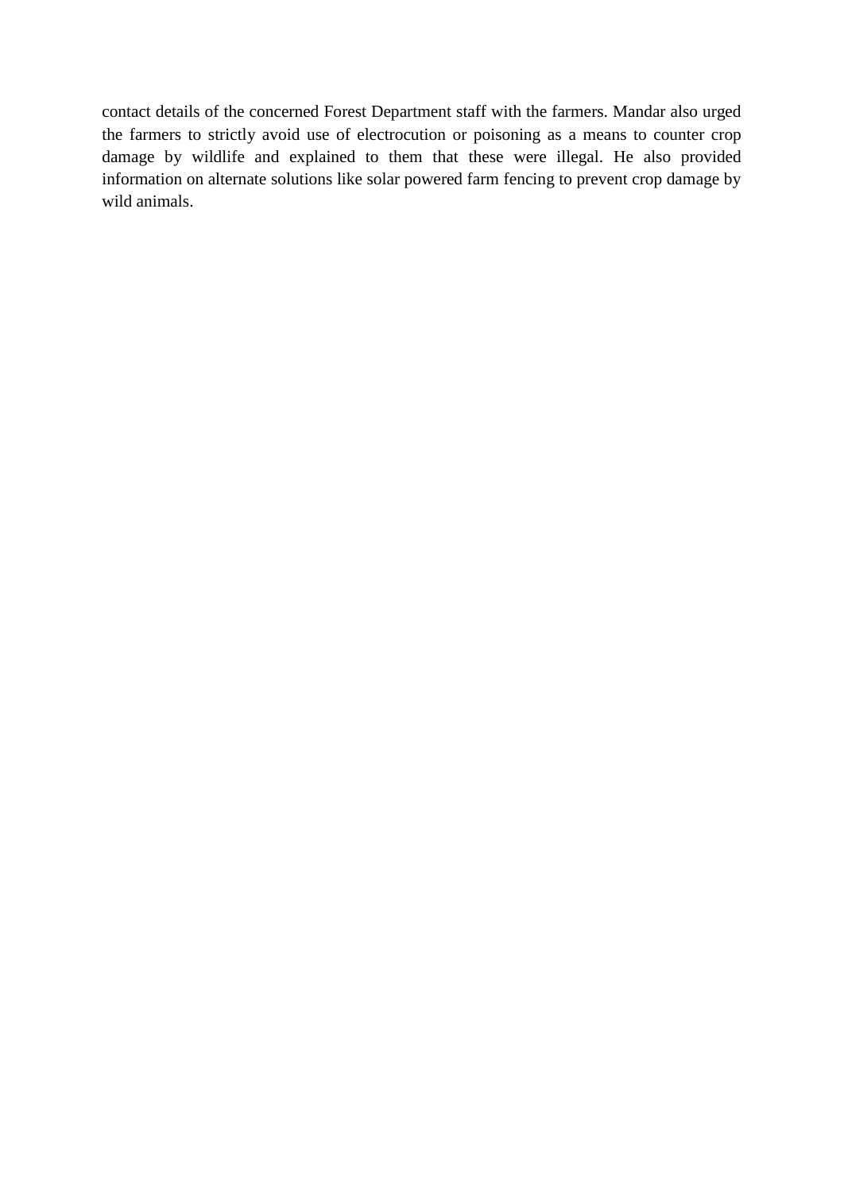contact details of the concerned Forest Department staff with the farmers. Mandar also urged the farmers to strictly avoid use of electrocution or poisoning as a means to counter crop damage by wildlife and explained to them that these were illegal. He also provided information on alternate solutions like solar powered farm fencing to prevent crop damage by wild animals.